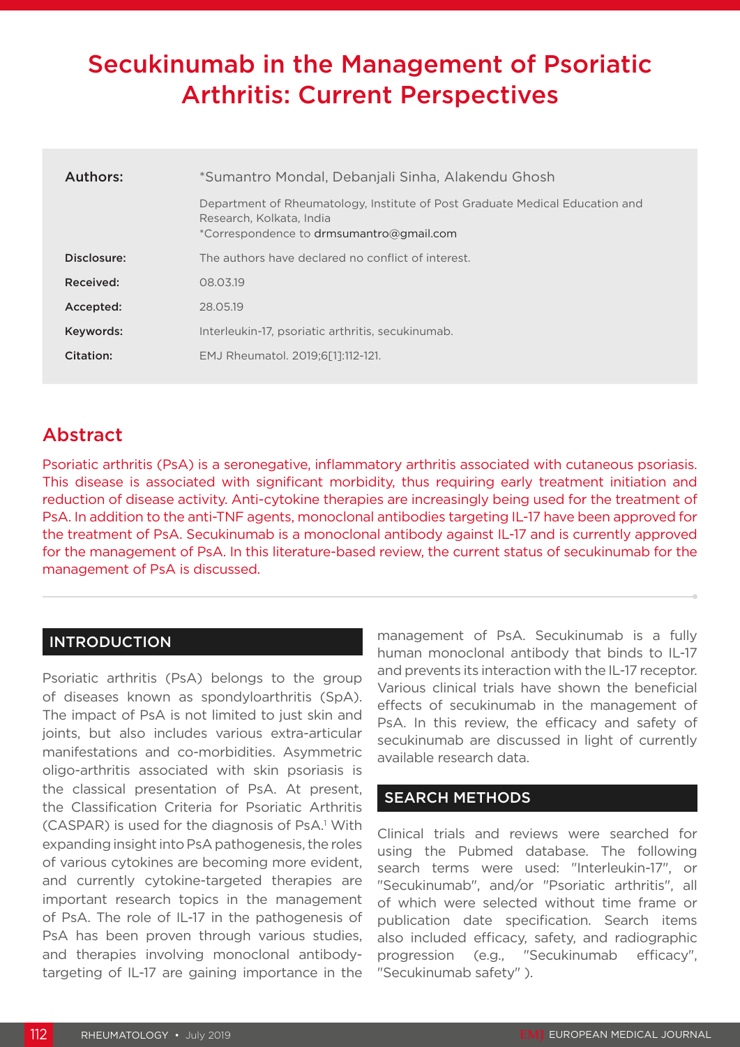# Secukinumab in the Management of Psoriatic Arthritis: Current Perspectives

| | |
|---|---|
| **Authors:** | *Sumantro Mondal, Debanjali Sinha, Alakendu Ghosh |
| | Department of Rheumatology, Institute of Post Graduate Medical Education and Research, Kolkata, India<br>*Correspondence to drmsumantro@gmail.com |
| **Disclosure:** | The authors have declared no conflict of interest. |
| **Received:** | 08.03.19 |
| **Accepted:** | 28.05.19 |
| **Keywords:** | Interleukin-17, psoriatic arthritis, secukinumab. |
| **Citation:** | EMJ Rheumatol. 2019;6[1]:112-121. |

## Abstract

Psoriatic arthritis (PsA) is a seronegative, inflammatory arthritis associated with cutaneous psoriasis. This disease is associated with significant morbidity, thus requiring early treatment initiation and reduction of disease activity. Anti-cytokine therapies are increasingly being used for the treatment of PsA. In addition to the anti-TNF agents, monoclonal antibodies targeting IL-17 have been approved for the treatment of PsA. Secukinumab is a monoclonal antibody against IL-17 and is currently approved for the management of PsA. In this literature-based review, the current status of secukinumab for the management of PsA is discussed.

## INTRODUCTION

Psoriatic arthritis (PsA) belongs to the group of diseases known as spondyloarthritis (SpA). The impact of PsA is not limited to just skin and joints, but also includes various extra-articular manifestations and co-morbidities. Asymmetric oligo-arthritis associated with skin psoriasis is the classical presentation of PsA. At present, the Classification Criteria for Psoriatic Arthritis (CASPAR) is used for the diagnosis of PsA.[1] With expanding insight into PsA pathogenesis, the roles of various cytokines are becoming more evident, and currently cytokine-targeted therapies are important research topics in the management of PsA. The role of IL-17 in the pathogenesis of PsA has been proven through various studies, and therapies involving monoclonal antibody-targeting of IL-17 are gaining importance in the management of PsA. Secukinumab is a fully human monoclonal antibody that binds to IL-17 and prevents its interaction with the IL-17 receptor. Various clinical trials have shown the beneficial effects of secukinumab in the management of PsA. In this review, the efficacy and safety of secukinumab are discussed in light of currently available research data.

## SEARCH METHODS

Clinical trials and reviews were searched for using the Pubmed database. The following search terms were used: "Interleukin-17", or "Secukinumab", and/or "Psoriatic arthritis", all of which were selected without time frame or publication date specification. Search items also included efficacy, safety, and radiographic progression (e.g., "Secukinumab efficacy", "Secukinumab safety" ).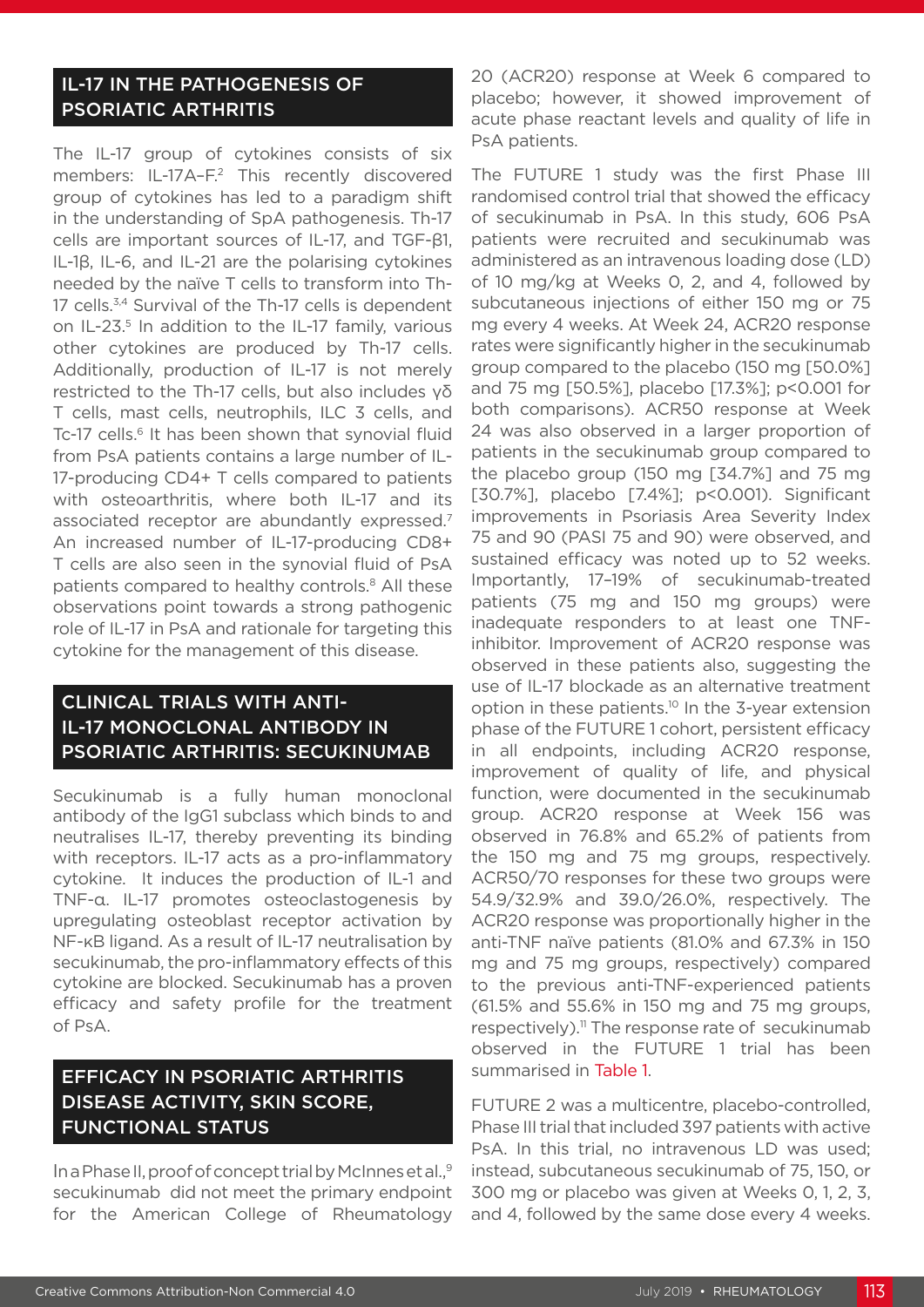## IL-17 IN THE PATHOGENESIS OF PSORIATIC ARTHRITIS

The IL-17 group of cytokines consists of six members: IL-17A–F.[2] This recently discovered group of cytokines has led to a paradigm shift in the understanding of SpA pathogenesis. Th-17 cells are important sources of IL-17, and TGF-β1, IL-1β, IL-6, and IL-21 are the polarising cytokines needed by the naïve T cells to transform into Th-17 cells.[3,4] Survival of the Th-17 cells is dependent on IL-23.[5] In addition to the IL-17 family, various other cytokines are produced by Th-17 cells. Additionally, production of IL-17 is not merely restricted to the Th-17 cells, but also includes γδ T cells, mast cells, neutrophils, ILC 3 cells, and Tc-17 cells.[6] It has been shown that synovial fluid from PsA patients contains a large number of IL-17-producing CD4+ T cells compared to patients with osteoarthritis, where both IL-17 and its associated receptor are abundantly expressed.[7] An increased number of IL-17-producing CD8+ T cells are also seen in the synovial fluid of PsA patients compared to healthy controls.[8] All these observations point towards a strong pathogenic role of IL-17 in PsA and rationale for targeting this cytokine for the management of this disease.

## CLINICAL TRIALS WITH ANTI-IL-17 MONOCLONAL ANTIBODY IN PSORIATIC ARTHRITIS: SECUKINUMAB

Secukinumab is a fully human monoclonal antibody of the IgG1 subclass which binds to and neutralises IL-17, thereby preventing its binding with receptors. IL-17 acts as a pro-inflammatory cytokine. It induces the production of IL-1 and TNF-α. IL-17 promotes osteoclastogenesis by upregulating osteoblast receptor activation by NF-κB ligand. As a result of IL-17 neutralisation by secukinumab, the pro-inflammatory effects of this cytokine are blocked. Secukinumab has a proven efficacy and safety profile for the treatment of PsA.

## EFFICACY IN PSORIATIC ARTHRITIS DISEASE ACTIVITY, SKIN SCORE, FUNCTIONAL STATUS

In a Phase II, proof of concept trial by McInnes et al.,[9] secukinumab did not meet the primary endpoint for the American College of Rheumatology 20 (ACR20) response at Week 6 compared to placebo; however, it showed improvement of acute phase reactant levels and quality of life in PsA patients.

The FUTURE 1 study was the first Phase III randomised control trial that showed the efficacy of secukinumab in PsA. In this study, 606 PsA patients were recruited and secukinumab was administered as an intravenous loading dose (LD) of 10 mg/kg at Weeks 0, 2, and 4, followed by subcutaneous injections of either 150 mg or 75 mg every 4 weeks. At Week 24, ACR20 response rates were significantly higher in the secukinumab group compared to the placebo (150 mg [50.0%] and 75 mg [50.5%], placebo [17.3%]; $p<0.001$ for both comparisons). ACR50 response at Week 24 was also observed in a larger proportion of patients in the secukinumab group compared to the placebo group (150 mg [34.7%] and 75 mg [30.7%], placebo [7.4%]; $p<0.001$). Significant improvements in Psoriasis Area Severity Index 75 and 90 (PASI 75 and 90) were observed, and sustained efficacy was noted up to 52 weeks. Importantly, 17–19% of secukinumab-treated patients (75 mg and 150 mg groups) were inadequate responders to at least one TNF-inhibitor. Improvement of ACR20 response was observed in these patients also, suggesting the use of IL-17 blockade as an alternative treatment option in these patients.[10] In the 3-year extension phase of the FUTURE 1 cohort, persistent efficacy in all endpoints, including ACR20 response, improvement of quality of life, and physical function, were documented in the secukinumab group. ACR20 response at Week 156 was observed in 76.8% and 65.2% of patients from the 150 mg and 75 mg groups, respectively. ACR50/70 responses for these two groups were 54.9/32.9% and 39.0/26.0%, respectively. The ACR20 response was proportionally higher in the anti-TNF naïve patients (81.0% and 67.3% in 150 mg and 75 mg groups, respectively) compared to the previous anti-TNF-experienced patients (61.5% and 55.6% in 150 mg and 75 mg groups, respectively).[11] The response rate of secukinumab observed in the FUTURE 1 trial has been summarised in Table 1.

FUTURE 2 was a multicentre, placebo-controlled, Phase III trial that included 397 patients with active PsA. In this trial, no intravenous LD was used; instead, subcutaneous secukinumab of 75, 150, or 300 mg or placebo was given at Weeks 0, 1, 2, 3, and 4, followed by the same dose every 4 weeks.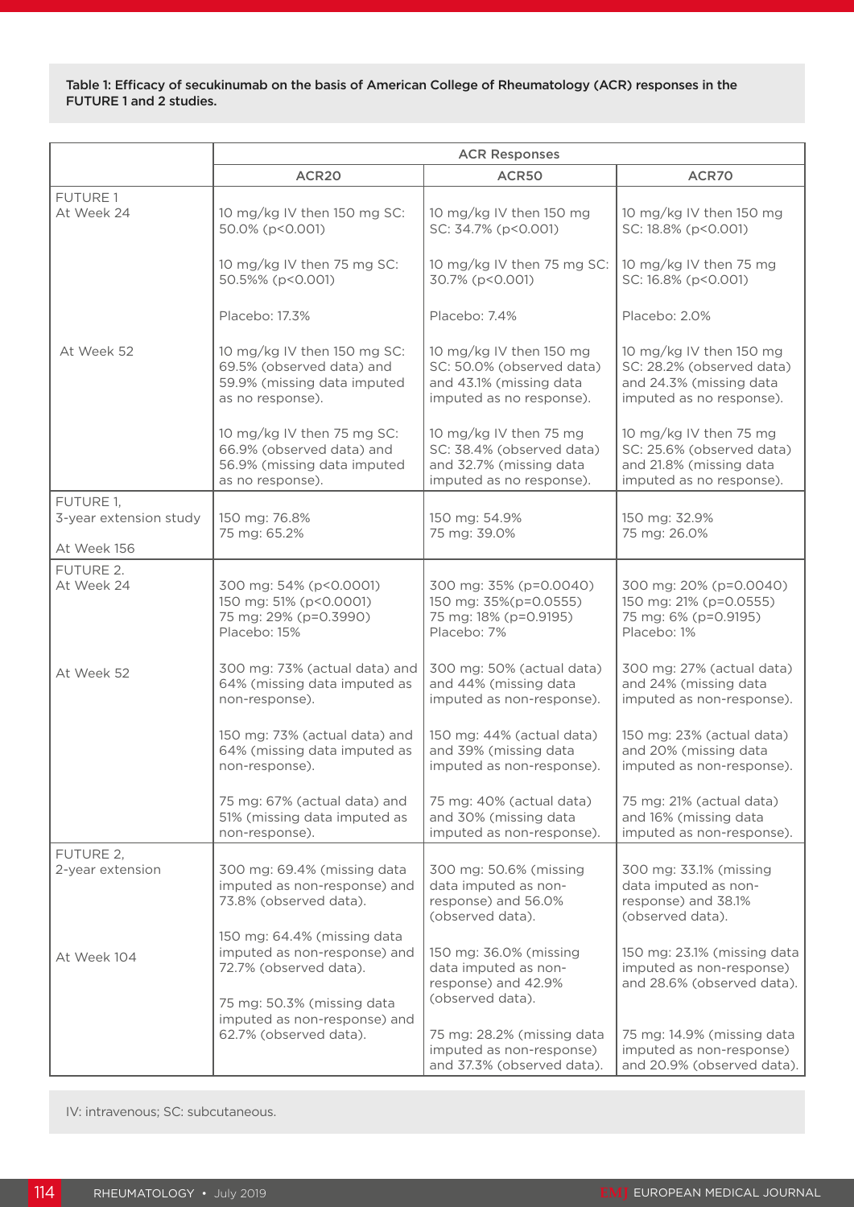Table 1: Efficacy of secukinumab on the basis of American College of Rheumatology (ACR) responses in the FUTURE 1 and 2 studies.

| | ACR Responses | | |
|---|---|---|---|
| | ACR20 | ACR50 | ACR70 |
| FUTURE 1<br>At Week 24 | 10 mg/kg IV then 150 mg SC: 50.0% (p<0.001)<br><br>10 mg/kg IV then 75 mg SC: 50.5%% (p<0.001)<br><br>Placebo: 17.3% | 10 mg/kg IV then 150 mg SC: 34.7% (p<0.001)<br><br>10 mg/kg IV then 75 mg SC: 30.7% (p<0.001)<br><br>Placebo: 7.4% | 10 mg/kg IV then 150 mg SC: 18.8% (p<0.001)<br><br>10 mg/kg IV then 75 mg SC: 16.8% (p<0.001)<br><br>Placebo: 2.0% |
| At Week 52 | 10 mg/kg IV then 150 mg SC: 69.5% (observed data) and 59.9% (missing data imputed as no response).<br><br>10 mg/kg IV then 75 mg SC: 66.9% (observed data) and 56.9% (missing data imputed as no response). | 10 mg/kg IV then 150 mg SC: 50.0% (observed data) and 43.1% (missing data imputed as no response).<br><br>10 mg/kg IV then 75 mg SC: 38.4% (observed data) and 32.7% (missing data imputed as no response). | 10 mg/kg IV then 150 mg SC: 28.2% (observed data) and 24.3% (missing data imputed as no response).<br><br>10 mg/kg IV then 75 mg SC: 25.6% (observed data) and 21.8% (missing data imputed as no response). |
| FUTURE 1,<br>3-year extension study<br><br>At Week 156 | 150 mg: 76.8%<br>75 mg: 65.2% | 150 mg: 54.9%<br>75 mg: 39.0% | 150 mg: 32.9%<br>75 mg: 26.0% |
| FUTURE 2.<br>At Week 24 | 300 mg: 54% (p<0.0001)<br>150 mg: 51% (p<0.0001)<br>75 mg: 29% (p=0.3990)<br>Placebo: 15% | 300 mg: 35% (p=0.0040)<br>150 mg: 35%(p=0.0555)<br>75 mg: 18% (p=0.9195)<br>Placebo: 7% | 300 mg: 20% (p=0.0040)<br>150 mg: 21% (p=0.0555)<br>75 mg: 6% (p=0.9195)<br>Placebo: 1% |
| At Week 52 | 300 mg: 73% (actual data) and 64% (missing data imputed as non-response).<br><br>150 mg: 73% (actual data) and 64% (missing data imputed as non-response).<br><br>75 mg: 67% (actual data) and 51% (missing data imputed as non-response). | 300 mg: 50% (actual data) and 44% (missing data imputed as non-response).<br><br>150 mg: 44% (actual data) and 39% (missing data imputed as non-response).<br><br>75 mg: 40% (actual data) and 30% (missing data imputed as non-response). | 300 mg: 27% (actual data) and 24% (missing data imputed as non-response).<br><br>150 mg: 23% (actual data) and 20% (missing data imputed as non-response).<br><br>75 mg: 21% (actual data) and 16% (missing data imputed as non-response). |
| FUTURE 2,<br>2-year extension<br><br>At Week 104 | 300 mg: 69.4% (missing data imputed as non-response) and 73.8% (observed data).<br><br>150 mg: 64.4% (missing data imputed as non-response) and 72.7% (observed data).<br><br>75 mg: 50.3% (missing data imputed as non-response) and 62.7% (observed data). | 300 mg: 50.6% (missing data imputed as non-response) and 56.0% (observed data).<br><br>150 mg: 36.0% (missing data imputed as non-response) and 42.9% (observed data).<br><br>75 mg: 28.2% (missing data imputed as non-response) and 37.3% (observed data). | 300 mg: 33.1% (missing data imputed as non-response) and 38.1% (observed data).<br><br>150 mg: 23.1% (missing data imputed as non-response) and 28.6% (observed data).<br><br>75 mg: 14.9% (missing data imputed as non-response) and 20.9% (observed data). |

IV: intravenous; SC: subcutaneous.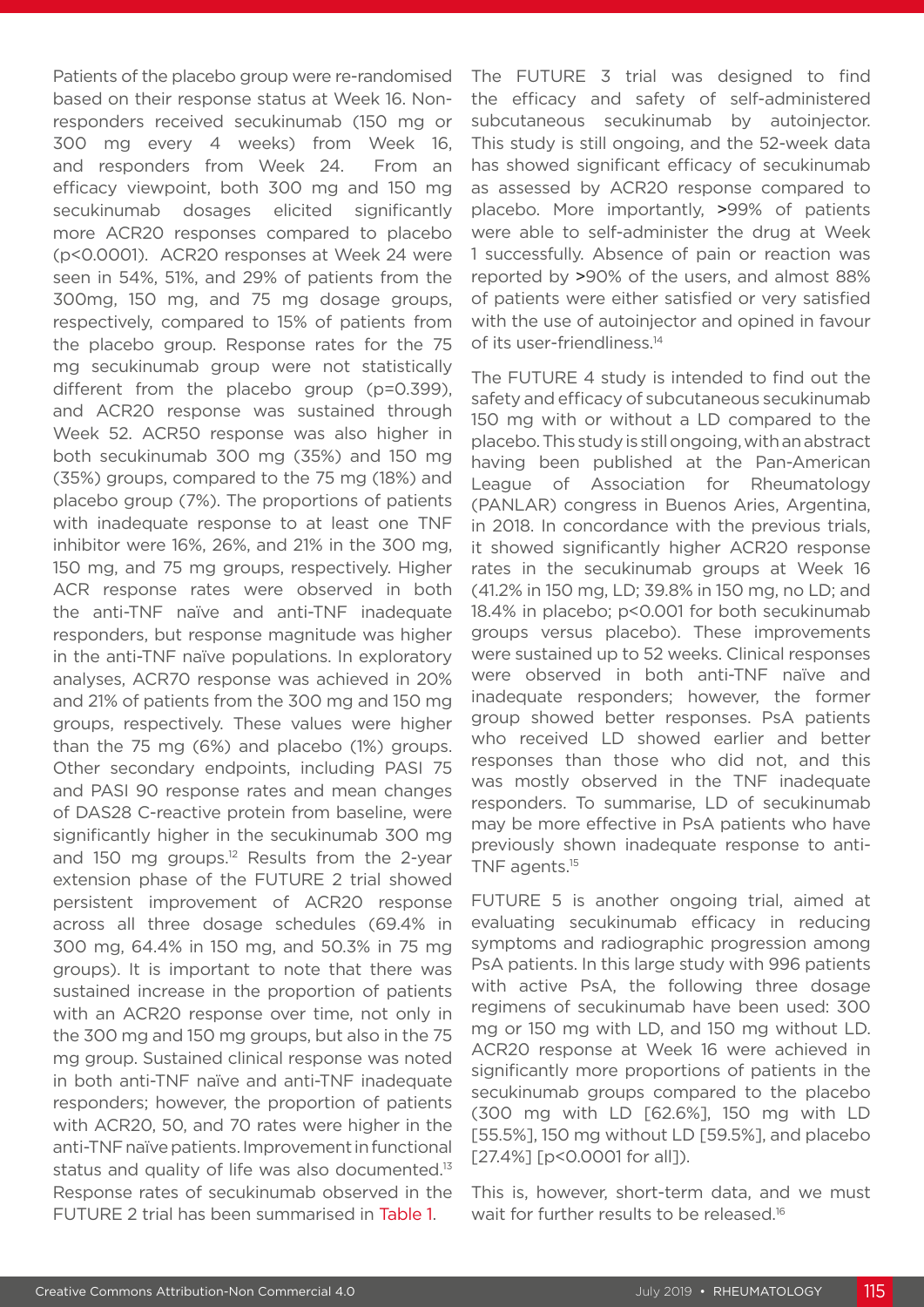Patients of the placebo group were re-randomised based on their response status at Week 16. Non-responders received secukinumab (150 mg or 300 mg every 4 weeks) from Week 16, and responders from Week 24. From an efficacy viewpoint, both 300 mg and 150 mg secukinumab dosages elicited significantly more ACR20 responses compared to placebo ($p<0.0001$). ACR20 responses at Week 24 were seen in 54%, 51%, and 29% of patients from the 300mg, 150 mg, and 75 mg dosage groups, respectively, compared to 15% of patients from the placebo group. Response rates for the 75 mg secukinumab group were not statistically different from the placebo group ($p=0.399$), and ACR20 response was sustained through Week 52. ACR50 response was also higher in both secukinumab 300 mg (35%) and 150 mg (35%) groups, compared to the 75 mg (18%) and placebo group (7%). The proportions of patients with inadequate response to at least one TNF inhibitor were 16%, 26%, and 21% in the 300 mg, 150 mg, and 75 mg groups, respectively. Higher ACR response rates were observed in both the anti-TNF naïve and anti-TNF inadequate responders, but response magnitude was higher in the anti-TNF naïve populations. In exploratory analyses, ACR70 response was achieved in 20% and 21% of patients from the 300 mg and 150 mg groups, respectively. These values were higher than the 75 mg (6%) and placebo (1%) groups. Other secondary endpoints, including PASI 75 and PASI 90 response rates and mean changes of DAS28 C-reactive protein from baseline, were significantly higher in the secukinumab 300 mg and 150 mg groups.[12] Results from the 2-year extension phase of the FUTURE 2 trial showed persistent improvement of ACR20 response across all three dosage schedules (69.4% in 300 mg, 64.4% in 150 mg, and 50.3% in 75 mg groups). It is important to note that there was sustained increase in the proportion of patients with an ACR20 response over time, not only in the 300 mg and 150 mg groups, but also in the 75 mg group. Sustained clinical response was noted in both anti-TNF naïve and anti-TNF inadequate responders; however, the proportion of patients with ACR20, 50, and 70 rates were higher in the anti-TNF naïve patients. Improvement in functional status and quality of life was also documented.[13] Response rates of secukinumab observed in the FUTURE 2 trial has been summarised in Table 1.

The FUTURE 3 trial was designed to find the efficacy and safety of self-administered subcutaneous secukinumab by autoinjector. This study is still ongoing, and the 52-week data has showed significant efficacy of secukinumab as assessed by ACR20 response compared to placebo. More importantly, >99% of patients were able to self-administer the drug at Week 1 successfully. Absence of pain or reaction was reported by >90% of the users, and almost 88% of patients were either satisfied or very satisfied with the use of autoinjector and opined in favour of its user-friendliness.[14]

The FUTURE 4 study is intended to find out the safety and efficacy of subcutaneous secukinumab 150 mg with or without a LD compared to the placebo. This study is still ongoing, with an abstract having been published at the Pan-American League of Association for Rheumatology (PANLAR) congress in Buenos Aries, Argentina, in 2018. In concordance with the previous trials, it showed significantly higher ACR20 response rates in the secukinumab groups at Week 16 (41.2% in 150 mg, LD; 39.8% in 150 mg, no LD; and 18.4% in placebo; $p<0.001$ for both secukinumab groups versus placebo). These improvements were sustained up to 52 weeks. Clinical responses were observed in both anti-TNF naïve and inadequate responders; however, the former group showed better responses. PsA patients who received LD showed earlier and better responses than those who did not, and this was mostly observed in the TNF inadequate responders. To summarise, LD of secukinumab may be more effective in PsA patients who have previously shown inadequate response to anti-TNF agents.[15]

FUTURE 5 is another ongoing trial, aimed at evaluating secukinumab efficacy in reducing symptoms and radiographic progression among PsA patients. In this large study with 996 patients with active PsA, the following three dosage regimens of secukinumab have been used: 300 mg or 150 mg with LD, and 150 mg without LD. ACR20 response at Week 16 were achieved in significantly more proportions of patients in the secukinumab groups compared to the placebo (300 mg with LD [62.6%], 150 mg with LD [55.5%], 150 mg without LD [59.5%], and placebo [27.4%] [$p<0.0001$ for all]).

This is, however, short-term data, and we must wait for further results to be released.[16]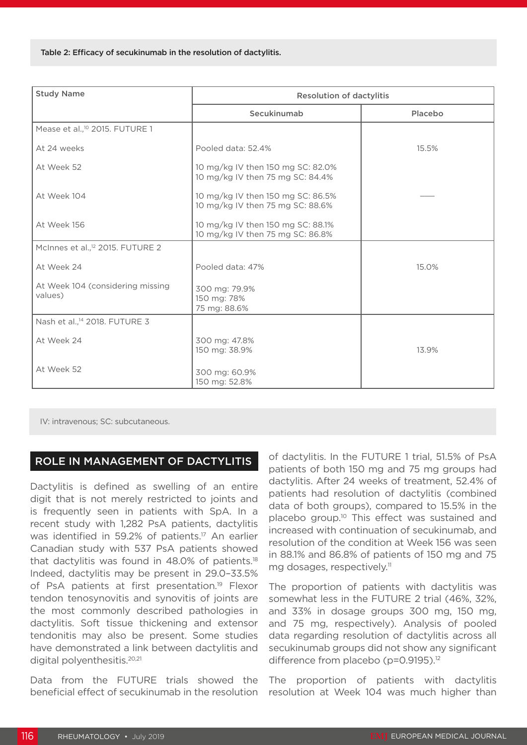Table 2: Efficacy of secukinumab in the resolution of dactylitis.

| Study Name | Resolution of dactylitis | |
|---|---|---|
| | Secukinumab | Placebo |
| Mease et al.,[10] 2015. FUTURE 1 | | |
| At 24 weeks | Pooled data: 52.4% | 15.5% |
| At Week 52 | 10 mg/kg IV then 150 mg SC: 82.0%<br>10 mg/kg IV then 75 mg SC: 84.4% | |
| At Week 104 | 10 mg/kg IV then 150 mg SC: 86.5%<br>10 mg/kg IV then 75 mg SC: 88.6% | —— |
| At Week 156 | 10 mg/kg IV then 150 mg SC: 88.1%<br>10 mg/kg IV then 75 mg SC: 86.8% | |
| McInnes et al.,[12] 2015. FUTURE 2 | | |
| At Week 24 | Pooled data: 47% | 15.0% |
| At Week 104 (considering missing values) | 300 mg: 79.9%<br>150 mg: 78%<br>75 mg: 88.6% | |
| Nash et al.,[14] 2018. FUTURE 3 | | |
| At Week 24 | 300 mg: 47.8%<br>150 mg: 38.9% | 13.9% |
| At Week 52 | 300 mg: 60.9%<br>150 mg: 52.8% | |

IV: intravenous; SC: subcutaneous.

## ROLE IN MANAGEMENT OF DACTYLITIS

Dactylitis is defined as swelling of an entire digit that is not merely restricted to joints and is frequently seen in patients with SpA. In a recent study with 1,282 PsA patients, dactylitis was identified in 59.2% of patients.[17] An earlier Canadian study with 537 PsA patients showed that dactylitis was found in 48.0% of patients.[18] Indeed, dactylitis may be present in 29.0–33.5% of PsA patients at first presentation.[19] Flexor tendon tenosynovitis and synovitis of joints are the most commonly described pathologies in dactylitis. Soft tissue thickening and extensor tendonitis may also be present. Some studies have demonstrated a link between dactylitis and digital polyenthesitis.[20,21]

Data from the FUTURE trials showed the beneficial effect of secukinumab in the resolution of dactylitis. In the FUTURE 1 trial, 51.5% of PsA patients of both 150 mg and 75 mg groups had dactylitis. After 24 weeks of treatment, 52.4% of patients had resolution of dactylitis (combined data of both groups), compared to 15.5% in the placebo group.[10] This effect was sustained and increased with continuation of secukinumab, and resolution of the condition at Week 156 was seen in 88.1% and 86.8% of patients of 150 mg and 75 mg dosages, respectively.[11]

The proportion of patients with dactylitis was somewhat less in the FUTURE 2 trial (46%, 32%, and 33% in dosage groups 300 mg, 150 mg, and 75 mg, respectively). Analysis of pooled data regarding resolution of dactylitis across all secukinumab groups did not show any significant difference from placebo (p=0.9195).[12]

The proportion of patients with dactylitis resolution at Week 104 was much higher than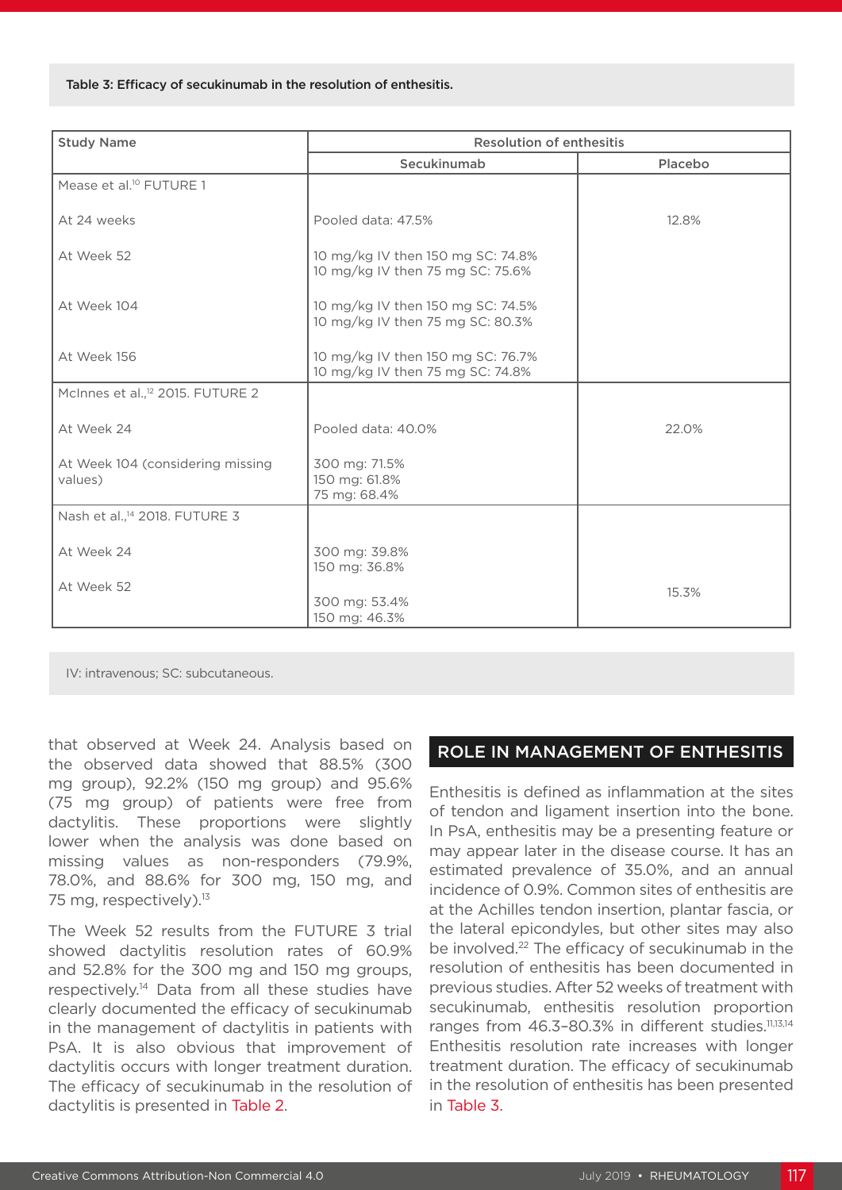Table 3: Efficacy of secukinumab in the resolution of enthesitis.

| Study Name | Resolution of enthesitis | |
|---|---|---|
| | Secukinumab | Placebo |
| Mease et al.[10] FUTURE 1 | | |
| At 24 weeks | Pooled data: 47.5% | 12.8% |
| At Week 52 | 10 mg/kg IV then 150 mg SC: 74.8%<br>10 mg/kg IV then 75 mg SC: 75.6% | |
| At Week 104 | 10 mg/kg IV then 150 mg SC: 74.5%<br>10 mg/kg IV then 75 mg SC: 80.3% | |
| At Week 156 | 10 mg/kg IV then 150 mg SC: 76.7%<br>10 mg/kg IV then 75 mg SC: 74.8% | |
| McInnes et al.,[12] 2015. FUTURE 2 | | |
| At Week 24 | Pooled data: 40.0% | 22.0% |
| At Week 104 (considering missing values) | 300 mg: 71.5%<br>150 mg: 61.8%<br>75 mg: 68.4% | |
| Nash et al.,[14] 2018. FUTURE 3 | | |
| At Week 24 | 300 mg: 39.8%<br>150 mg: 36.8% | 15.3% |
| At Week 52 | 300 mg: 53.4%<br>150 mg: 46.3% | |

IV: intravenous; SC: subcutaneous.

that observed at Week 24. Analysis based on the observed data showed that 88.5% (300 mg group), 92.2% (150 mg group) and 95.6% (75 mg group) of patients were free from dactylitis. These proportions were slightly lower when the analysis was done based on missing values as non-responders (79.9%, 78.0%, and 88.6% for 300 mg, 150 mg, and 75 mg, respectively).[13]

The Week 52 results from the FUTURE 3 trial showed dactylitis resolution rates of 60.9% and 52.8% for the 300 mg and 150 mg groups, respectively.[14] Data from all these studies have clearly documented the efficacy of secukinumab in the management of dactylitis in patients with PsA. It is also obvious that improvement of dactylitis occurs with longer treatment duration. The efficacy of secukinumab in the resolution of dactylitis is presented in Table 2.

## ROLE IN MANAGEMENT OF ENTHESITIS

Enthesitis is defined as inflammation at the sites of tendon and ligament insertion into the bone. In PsA, enthesitis may be a presenting feature or may appear later in the disease course. It has an estimated prevalence of 35.0%, and an annual incidence of 0.9%. Common sites of enthesitis are at the Achilles tendon insertion, plantar fascia, or the lateral epicondyles, but other sites may also be involved.[22] The efficacy of secukinumab in the resolution of enthesitis has been documented in previous studies. After 52 weeks of treatment with secukinumab, enthesitis resolution proportion ranges from 46.3–80.3% in different studies.[11,13,14] Enthesitis resolution rate increases with longer treatment duration. The efficacy of secukinumab in the resolution of enthesitis has been presented in Table 3.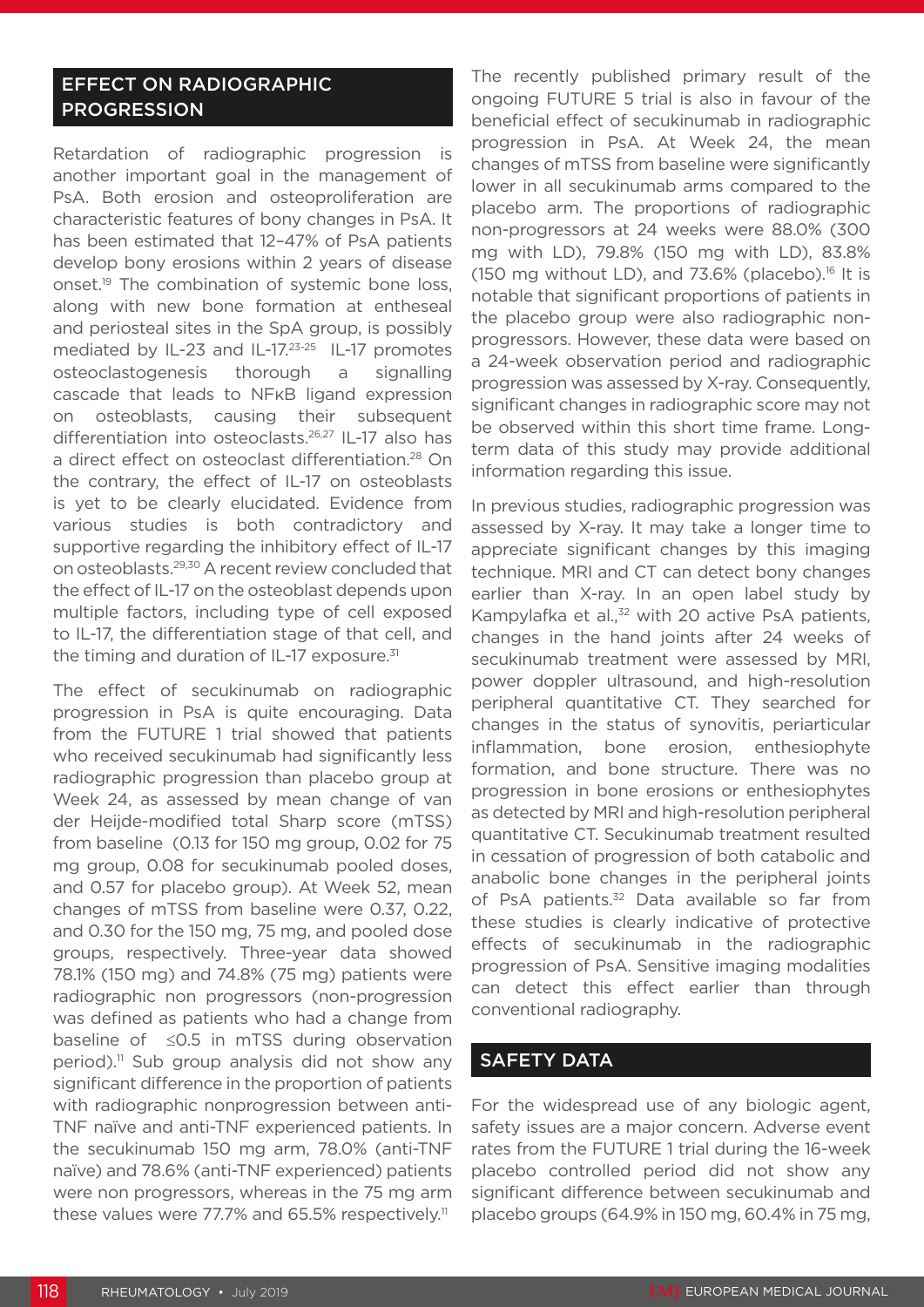## EFFECT ON RADIOGRAPHIC PROGRESSION

Retardation of radiographic progression is another important goal in the management of PsA. Both erosion and osteoproliferation are characteristic features of bony changes in PsA. It has been estimated that 12–47% of PsA patients develop bony erosions within 2 years of disease onset.[19] The combination of systemic bone loss, along with new bone formation at entheseal and periosteal sites in the SpA group, is possibly mediated by IL-23 and IL-17.[23-25] IL-17 promotes osteoclastogenesis thorough a signalling cascade that leads to NFκB ligand expression on osteoblasts, causing their subsequent differentiation into osteoclasts.[26,27] IL-17 also has a direct effect on osteoclast differentiation.[28] On the contrary, the effect of IL-17 on osteoblasts is yet to be clearly elucidated. Evidence from various studies is both contradictory and supportive regarding the inhibitory effect of IL-17 on osteoblasts.[29,30] A recent review concluded that the effect of IL-17 on the osteoblast depends upon multiple factors, including type of cell exposed to IL-17, the differentiation stage of that cell, and the timing and duration of IL-17 exposure.[31]

The effect of secukinumab on radiographic progression in PsA is quite encouraging. Data from the FUTURE 1 trial showed that patients who received secukinumab had significantly less radiographic progression than placebo group at Week 24, as assessed by mean change of van der Heijde-modified total Sharp score (mTSS) from baseline (0.13 for 150 mg group, 0.02 for 75 mg group, 0.08 for secukinumab pooled doses, and 0.57 for placebo group). At Week 52, mean changes of mTSS from baseline were 0.37, 0.22, and 0.30 for the 150 mg, 75 mg, and pooled dose groups, respectively. Three-year data showed 78.1% (150 mg) and 74.8% (75 mg) patients were radiographic non progressors (non-progression was defined as patients who had a change from baseline of ≤0.5 in mTSS during observation period).[11] Sub group analysis did not show any significant difference in the proportion of patients with radiographic nonprogression between anti-TNF naïve and anti-TNF experienced patients. In the secukinumab 150 mg arm, 78.0% (anti-TNF naïve) and 78.6% (anti-TNF experienced) patients were non progressors, whereas in the 75 mg arm these values were 77.7% and 65.5% respectively.[11]

The recently published primary result of the ongoing FUTURE 5 trial is also in favour of the beneficial effect of secukinumab in radiographic progression in PsA. At Week 24, the mean changes of mTSS from baseline were significantly lower in all secukinumab arms compared to the placebo arm. The proportions of radiographic non-progressors at 24 weeks were 88.0% (300 mg with LD), 79.8% (150 mg with LD), 83.8% (150 mg without LD), and 73.6% (placebo).[16] It is notable that significant proportions of patients in the placebo group were also radiographic non-progressors. However, these data were based on a 24-week observation period and radiographic progression was assessed by X-ray. Consequently, significant changes in radiographic score may not be observed within this short time frame. Long-term data of this study may provide additional information regarding this issue.

In previous studies, radiographic progression was assessed by X-ray. It may take a longer time to appreciate significant changes by this imaging technique. MRI and CT can detect bony changes earlier than X-ray. In an open label study by Kampylafka et al.,[32] with 20 active PsA patients, changes in the hand joints after 24 weeks of secukinumab treatment were assessed by MRI, power doppler ultrasound, and high-resolution peripheral quantitative CT. They searched for changes in the status of synovitis, periarticular inflammation, bone erosion, enthesiophyte formation, and bone structure. There was no progression in bone erosions or enthesiophytes as detected by MRI and high-resolution peripheral quantitative CT. Secukinumab treatment resulted in cessation of progression of both catabolic and anabolic bone changes in the peripheral joints of PsA patients.[32] Data available so far from these studies is clearly indicative of protective effects of secukinumab in the radiographic progression of PsA. Sensitive imaging modalities can detect this effect earlier than through conventional radiography.

## SAFETY DATA

For the widespread use of any biologic agent, safety issues are a major concern. Adverse event rates from the FUTURE 1 trial during the 16-week placebo controlled period did not show any significant difference between secukinumab and placebo groups (64.9% in 150 mg, 60.4% in 75 mg,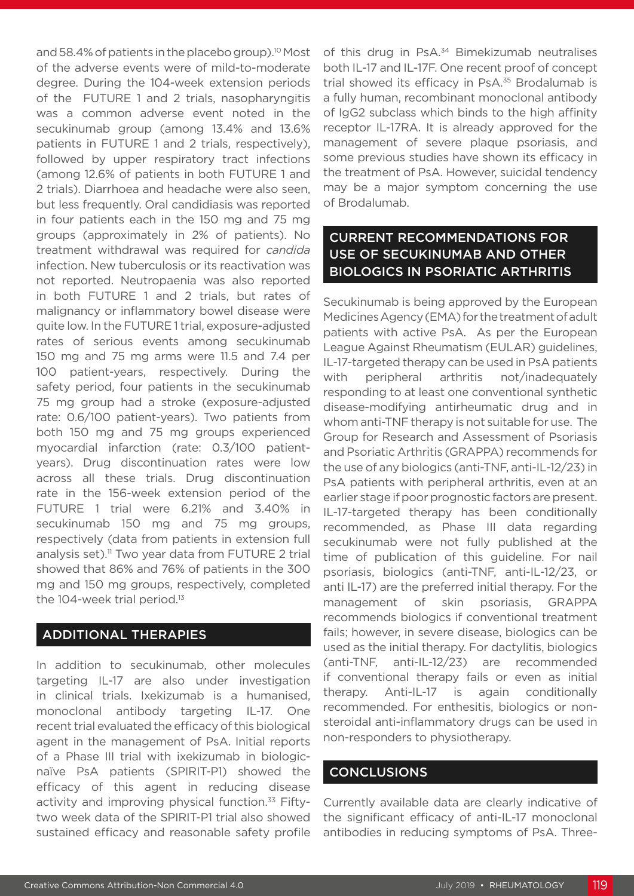and 58.4% of patients in the placebo group).[10] Most of the adverse events were of mild-to-moderate degree. During the 104-week extension periods of the FUTURE 1 and 2 trials, nasopharyngitis was a common adverse event noted in the secukinumab group (among 13.4% and 13.6% patients in FUTURE 1 and 2 trials, respectively), followed by upper respiratory tract infections (among 12.6% of patients in both FUTURE 1 and 2 trials). Diarrhoea and headache were also seen, but less frequently. Oral candidiasis was reported in four patients each in the 150 mg and 75 mg groups (approximately in 2% of patients). No treatment withdrawal was required for *candida* infection. New tuberculosis or its reactivation was not reported. Neutropaenia was also reported in both FUTURE 1 and 2 trials, but rates of malignancy or inflammatory bowel disease were quite low. In the FUTURE 1 trial, exposure-adjusted rates of serious events among secukinumab 150 mg and 75 mg arms were 11.5 and 7.4 per 100 patient-years, respectively. During the safety period, four patients in the secukinumab 75 mg group had a stroke (exposure-adjusted rate: 0.6/100 patient-years). Two patients from both 150 mg and 75 mg groups experienced myocardial infarction (rate: 0.3/100 patient-years). Drug discontinuation rates were low across all these trials. Drug discontinuation rate in the 156-week extension period of the FUTURE 1 trial were 6.21% and 3.40% in secukinumab 150 mg and 75 mg groups, respectively (data from patients in extension full analysis set).[11] Two year data from FUTURE 2 trial showed that 86% and 76% of patients in the 300 mg and 150 mg groups, respectively, completed the 104-week trial period.[13]

## ADDITIONAL THERAPIES

In addition to secukinumab, other molecules targeting IL-17 are also under investigation in clinical trials. Ixekizumab is a humanised, monoclonal antibody targeting IL-17. One recent trial evaluated the efficacy of this biological agent in the management of PsA. Initial reports of a Phase III trial with ixekizumab in biologic-naïve PsA patients (SPIRIT-P1) showed the efficacy of this agent in reducing disease activity and improving physical function.[33] Fifty-two week data of the SPIRIT-P1 trial also showed sustained efficacy and reasonable safety profile of this drug in PsA.[34] Bimekizumab neutralises both IL-17 and IL-17F. One recent proof of concept trial showed its efficacy in PsA.[35] Brodalumab is a fully human, recombinant monoclonal antibody of IgG2 subclass which binds to the high affinity receptor IL-17RA. It is already approved for the management of severe plaque psoriasis, and some previous studies have shown its efficacy in the treatment of PsA. However, suicidal tendency may be a major symptom concerning the use of Brodalumab.

## CURRENT RECOMMENDATIONS FOR USE OF SECUKINUMAB AND OTHER BIOLOGICS IN PSORIATIC ARTHRITIS

Secukinumab is being approved by the European Medicines Agency (EMA) for the treatment of adult patients with active PsA. As per the European League Against Rheumatism (EULAR) guidelines, IL-17-targeted therapy can be used in PsA patients with peripheral arthritis not/inadequately responding to at least one conventional synthetic disease-modifying antirheumatic drug and in whom anti-TNF therapy is not suitable for use. The Group for Research and Assessment of Psoriasis and Psoriatic Arthritis (GRAPPA) recommends for the use of any biologics (anti-TNF, anti-IL-12/23) in PsA patients with peripheral arthritis, even at an earlier stage if poor prognostic factors are present. IL-17-targeted therapy has been conditionally recommended, as Phase III data regarding secukinumab were not fully published at the time of publication of this guideline. For nail psoriasis, biologics (anti-TNF, anti-IL-12/23, or anti IL-17) are the preferred initial therapy. For the management of skin psoriasis, GRAPPA recommends biologics if conventional treatment fails; however, in severe disease, biologics can be used as the initial therapy. For dactylitis, biologics (anti-TNF, anti-IL-12/23) are recommended if conventional therapy fails or even as initial therapy. Anti-IL-17 is again conditionally recommended. For enthesitis, biologics or non-steroidal anti-inflammatory drugs can be used in non-responders to physiotherapy.

## CONCLUSIONS

Currently available data are clearly indicative of the significant efficacy of anti-IL-17 monoclonal antibodies in reducing symptoms of PsA. Three-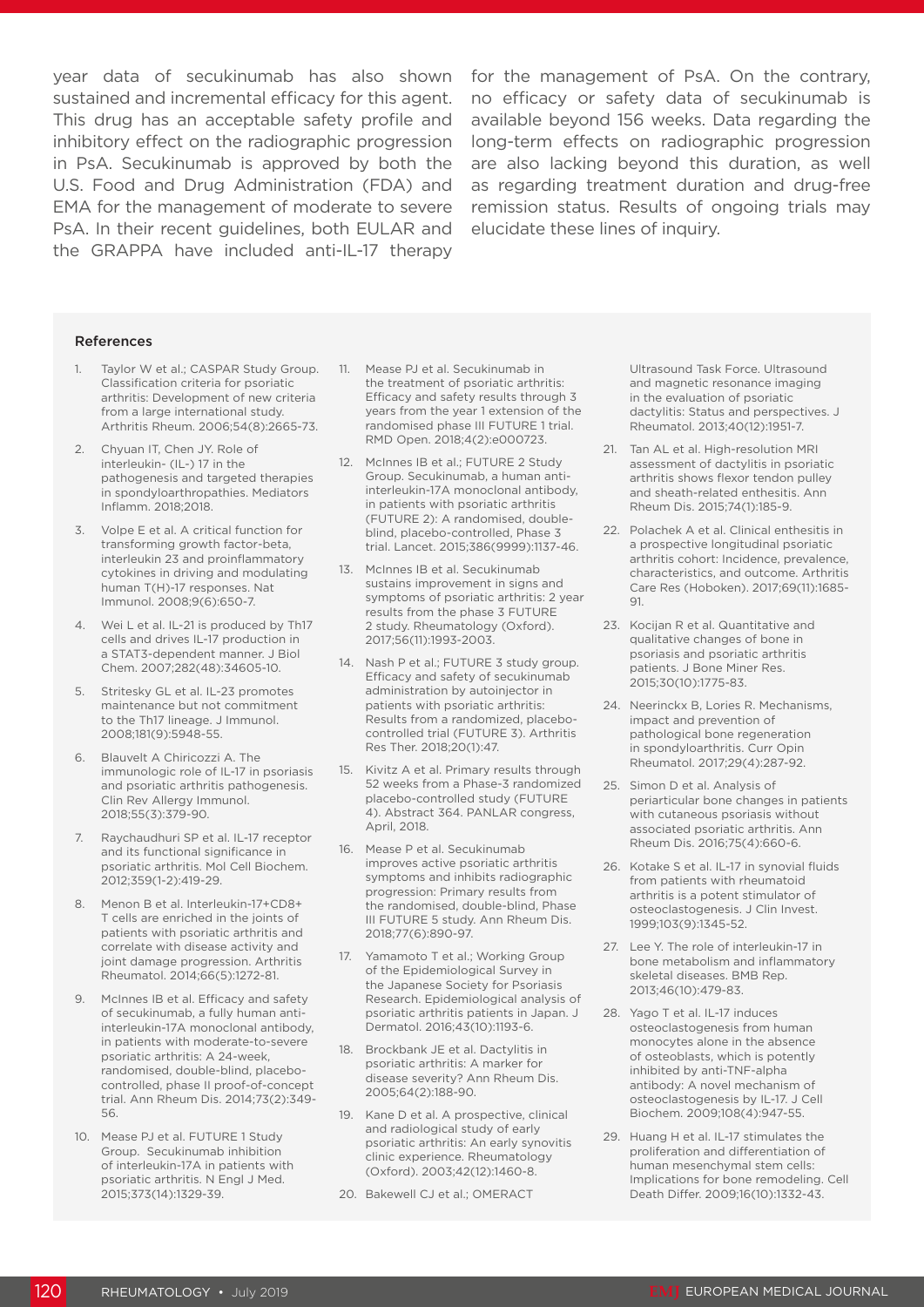year data of secukinumab has also shown sustained and incremental efficacy for this agent. This drug has an acceptable safety profile and inhibitory effect on the radiographic progression in PsA. Secukinumab is approved by both the U.S. Food and Drug Administration (FDA) and EMA for the management of moderate to severe PsA. In their recent guidelines, both EULAR and the GRAPPA have included anti-IL-17 therapy for the management of PsA. On the contrary, no efficacy or safety data of secukinumab is available beyond 156 weeks. Data regarding the long-term effects on radiographic progression are also lacking beyond this duration, as well as regarding treatment duration and drug-free remission status. Results of ongoing trials may elucidate these lines of inquiry.

### References

1. Taylor W et al.; CASPAR Study Group. Classification criteria for psoriatic arthritis: Development of new criteria from a large international study. Arthritis Rheum. 2006;54(8):2665-73.
2. Chyuan IT, Chen JY. Role of interleukin- (IL-) 17 in the pathogenesis and targeted therapies in spondyloarthropathies. Mediators Inflamm. 2018;2018.
3. Volpe E et al. A critical function for transforming growth factor-beta, interleukin 23 and proinflammatory cytokines in driving and modulating human T(H)-17 responses. Nat Immunol. 2008;9(6):650-7.
4. Wei L et al. IL-21 is produced by Th17 cells and drives IL-17 production in a STAT3-dependent manner. J Biol Chem. 2007;282(48):34605-10.
5. Stritesky GL et al. IL-23 promotes maintenance but not commitment to the Th17 lineage. J Immunol. 2008;181(9):5948-55.
6. Blauvelt A Chiricozzi A. The immunologic role of IL-17 in psoriasis and psoriatic arthritis pathogenesis. Clin Rev Allergy Immunol. 2018;55(3):379-90.
7. Raychaudhuri SP et al. IL-17 receptor and its functional significance in psoriatic arthritis. Mol Cell Biochem. 2012;359(1-2):419-29.
8. Menon B et al. Interleukin-17+CD8+ T cells are enriched in the joints of patients with psoriatic arthritis and correlate with disease activity and joint damage progression. Arthritis Rheumatol. 2014;66(5):1272-81.
9. McInnes IB et al. Efficacy and safety of secukinumab, a fully human anti-interleukin-17A monoclonal antibody, in patients with moderate-to-severe psoriatic arthritis: A 24-week, randomised, double-blind, placebo-controlled, phase II proof-of-concept trial. Ann Rheum Dis. 2014;73(2):349-56.
10. Mease PJ et al. FUTURE 1 Study Group. Secukinumab inhibition of interleukin-17A in patients with psoriatic arthritis. N Engl J Med. 2015;373(14):1329-39.
11. Mease PJ et al. Secukinumab in the treatment of psoriatic arthritis: Efficacy and safety results through 3 years from the year 1 extension of the randomised phase III FUTURE 1 trial. RMD Open. 2018;4(2):e000723.
12. McInnes IB et al.; FUTURE 2 Study Group. Secukinumab, a human anti-interleukin-17A monoclonal antibody, in patients with psoriatic arthritis (FUTURE 2): A randomised, double-blind, placebo-controlled, Phase 3 trial. Lancet. 2015;386(9999):1137-46.
13. McInnes IB et al. Secukinumab sustains improvement in signs and symptoms of psoriatic arthritis: 2 year results from the phase 3 FUTURE 2 study. Rheumatology (Oxford). 2017;56(11):1993-2003.
14. Nash P et al.; FUTURE 3 study group. Efficacy and safety of secukinumab administration by autoinjector in patients with psoriatic arthritis: Results from a randomized, placebo-controlled trial (FUTURE 3). Arthritis Res Ther. 2018;20(1):47.
15. Kivitz A et al. Primary results through 52 weeks from a Phase-3 randomized placebo-controlled study (FUTURE 4). Abstract 364. PANLAR congress, April, 2018.
16. Mease P et al. Secukinumab improves active psoriatic arthritis symptoms and inhibits radiographic progression: Primary results from the randomised, double-blind, Phase III FUTURE 5 study. Ann Rheum Dis. 2018;77(6):890-97.
17. Yamamoto T et al.; Working Group of the Epidemiological Survey in the Japanese Society for Psoriasis Research. Epidemiological analysis of psoriatic arthritis patients in Japan. J Dermatol. 2016;43(10):1193-6.
18. Brockbank JE et al. Dactylitis in psoriatic arthritis: A marker for disease severity? Ann Rheum Dis. 2005;64(2):188-90.
19. Kane D et al. A prospective, clinical and radiological study of early psoriatic arthritis: An early synovitis clinic experience. Rheumatology (Oxford). 2003;42(12):1460-8.
20. Bakewell CJ et al.; OMERACT Ultrasound Task Force. Ultrasound and magnetic resonance imaging in the evaluation of psoriatic dactylitis: Status and perspectives. J Rheumatol. 2013;40(12):1951-7.
21. Tan AL et al. High-resolution MRI assessment of dactylitis in psoriatic arthritis shows flexor tendon pulley and sheath-related enthesitis. Ann Rheum Dis. 2015;74(1):185-9.
22. Polachek A et al. Clinical enthesitis in a prospective longitudinal psoriatic arthritis cohort: Incidence, prevalence, characteristics, and outcome. Arthritis Care Res (Hoboken). 2017;69(11):1685-91.
23. Kocijan R et al. Quantitative and qualitative changes of bone in psoriasis and psoriatic arthritis patients. J Bone Miner Res. 2015;30(10):1775-83.
24. Neerinckx B, Lories R. Mechanisms, impact and prevention of pathological bone regeneration in spondyloarthritis. Curr Opin Rheumatol. 2017;29(4):287-92.
25. Simon D et al. Analysis of periarticular bone changes in patients with cutaneous psoriasis without associated psoriatic arthritis. Ann Rheum Dis. 2016;75(4):660-6.
26. Kotake S et al. IL-17 in synovial fluids from patients with rheumatoid arthritis is a potent stimulator of osteoclastogenesis. J Clin Invest. 1999;103(9):1345-52.
27. Lee Y. The role of interleukin-17 in bone metabolism and inflammatory skeletal diseases. BMB Rep. 2013;46(10):479-83.
28. Yago T et al. IL-17 induces osteoclastogenesis from human monocytes alone in the absence of osteoblasts, which is potently inhibited by anti-TNF-alpha antibody: A novel mechanism of osteoclastogenesis by IL-17. J Cell Biochem. 2009;108(4):947-55.
29. Huang H et al. IL-17 stimulates the proliferation and differentiation of human mesenchymal stem cells: Implications for bone remodeling. Cell Death Differ. 2009;16(10):1332-43.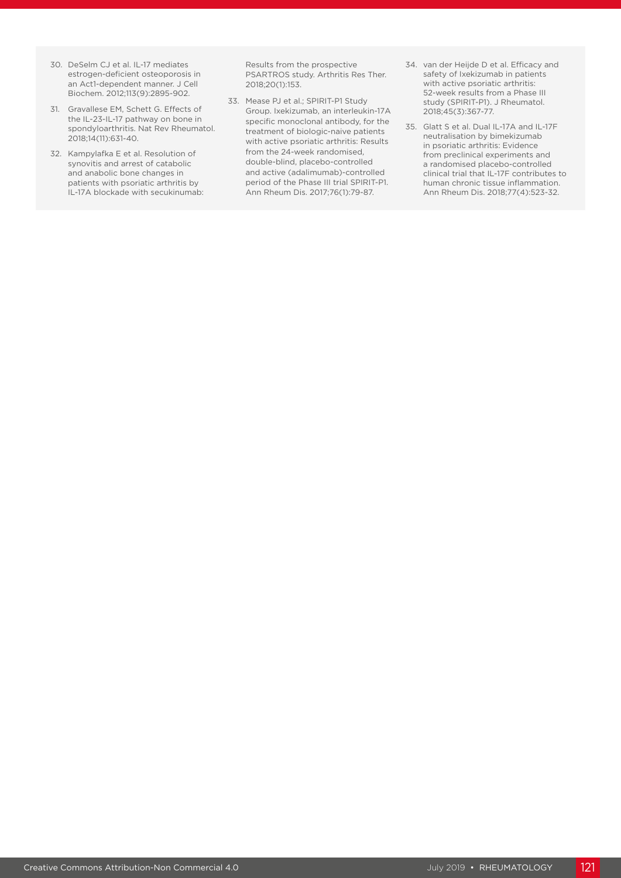30. DeSelm CJ et al. IL-17 mediates estrogen-deficient osteoporosis in an Act1-dependent manner. J Cell Biochem. 2012;113(9):2895-902.
31. Gravallese EM, Schett G. Effects of the IL-23-IL-17 pathway on bone in spondyloarthritis. Nat Rev Rheumatol. 2018;14(11):631-40.
32. Kampylafka E et al. Resolution of synovitis and arrest of catabolic and anabolic bone changes in patients with psoriatic arthritis by IL-17A blockade with secukinumab: Results from the prospective PSARTROS study. Arthritis Res Ther. 2018;20(1):153.
33. Mease PJ et al.; SPIRIT-P1 Study Group. Ixekizumab, an interleukin-17A specific monoclonal antibody, for the treatment of biologic-naive patients with active psoriatic arthritis: Results from the 24-week randomised, double-blind, placebo-controlled and active (adalimumab)-controlled period of the Phase III trial SPIRIT-P1. Ann Rheum Dis. 2017;76(1):79-87.
34. van der Heijde D et al. Efficacy and safety of Ixekizumab in patients with active psoriatic arthritis: 52-week results from a Phase III study (SPIRIT-P1). J Rheumatol. 2018;45(3):367-77.
35. Glatt S et al. Dual IL-17A and IL-17F neutralisation by bimekizumab in psoriatic arthritis: Evidence from preclinical experiments and a randomised placebo-controlled clinical trial that IL-17F contributes to human chronic tissue inflammation. Ann Rheum Dis. 2018;77(4):523-32.